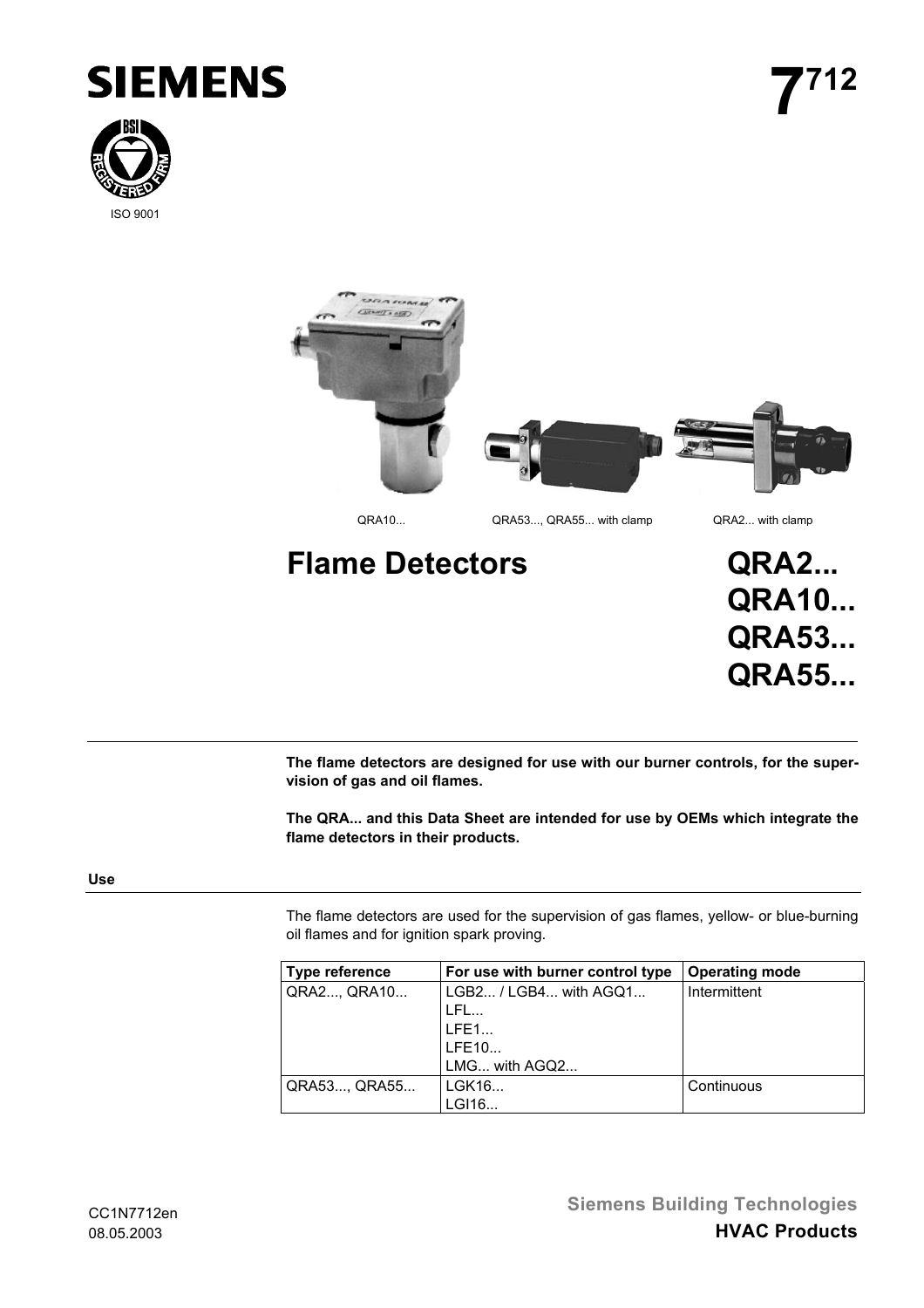# SIEMENS

# 7[712]

ISO 9001

QRA10...

QRA53..., QRA55... with clamp

QRA2... with clamp

# Flame Detectors

# QRA2...
# QRA10...
# QRA53...
# QRA55...

**The flame detectors are designed for use with our burner controls, for the supervision of gas and oil flames.**

**The QRA... and this Data Sheet are intended for use by OEMs which integrate the flame detectors in their products.**

## Use

The flame detectors are used for the supervision of gas flames, yellow- or blue-burning oil flames and for ignition spark proving.

| Type reference | For use with burner control type | Operating mode |
|---|---|---|
| QRA2..., QRA10... | LGB2... / LGB4... with AGQ1...<br>LFL...<br>LFE1...<br>LFE10...<br>LMG... with AGQ2... | Intermittent |
| QRA53..., QRA55... | LGK16...<br>LGI16... | Continuous |

CC1N7712en
08.05.2003

Siemens Building Technologies
**HVAC Products**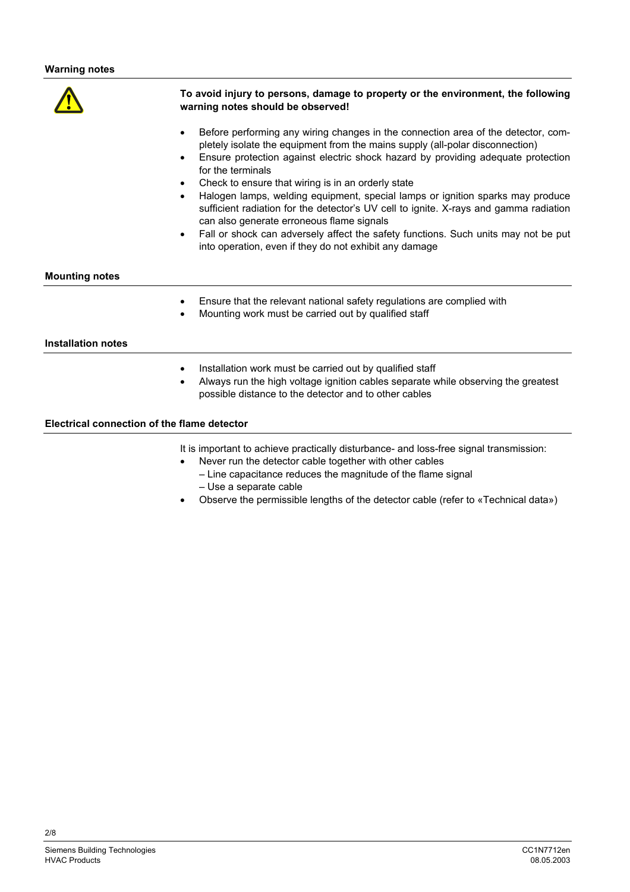## Warning notes

**To avoid injury to persons, damage to property or the environment, the following warning notes should be observed!**

- Before performing any wiring changes in the connection area of the detector, completely isolate the equipment from the mains supply (all-polar disconnection)
- Ensure protection against electric shock hazard by providing adequate protection for the terminals
- Check to ensure that wiring is in an orderly state
- Halogen lamps, welding equipment, special lamps or ignition sparks may produce sufficient radiation for the detector's UV cell to ignite. X-rays and gamma radiation can also generate erroneous flame signals
- Fall or shock can adversely affect the safety functions. Such units may not be put into operation, even if they do not exhibit any damage

## Mounting notes

- Ensure that the relevant national safety regulations are complied with
- Mounting work must be carried out by qualified staff

## Installation notes

- Installation work must be carried out by qualified staff
- Always run the high voltage ignition cables separate while observing the greatest possible distance to the detector and to other cables

## Electrical connection of the flame detector

It is important to achieve practically disturbance- and loss-free signal transmission:

- Never run the detector cable together with other cables
  – Line capacitance reduces the magnitude of the flame signal
  – Use a separate cable
- Observe the permissible lengths of the detector cable (refer to «Technical data»)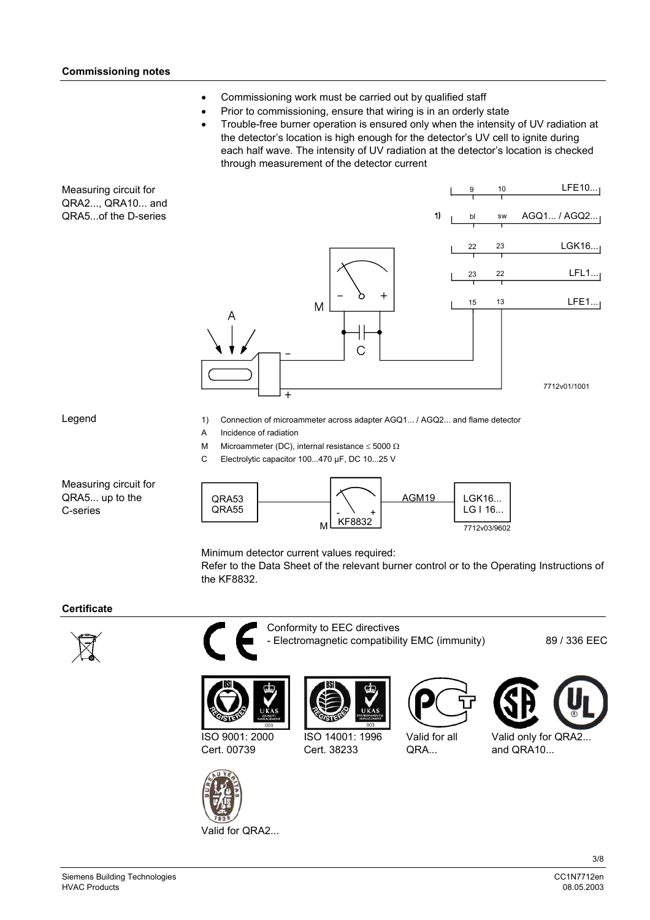## Commissioning notes

- Commissioning work must be carried out by qualified staff
- Prior to commissioning, ensure that wiring is in an orderly state
- Trouble-free burner operation is ensured only when the intensity of UV radiation at the detector's location is high enough for the detector's UV cell to ignite during each half wave. The intensity of UV radiation at the detector's location is checked through measurement of the detector current

**Measuring circuit for QRA2..., QRA10... and QRA5...of the D-series**

**Legend**

1) Connection of microammeter across adapter AGQ1... / AGQ2... and flame detector

A Incidence of radiation

M Microammeter (DC), internal resistance ≤ 5000 Ω

C Electrolytic capacitor 100...470 µF, DC 10...25 V

**Measuring circuit for QRA5... up to the C-series**

Minimum detector current values required:
Refer to the Data Sheet of the relevant burner control or to the Operating Instructions of the KF8832.

## Certificate

Conformity to EEC directives
- Electromagnetic compatibility EMC (immunity) 89 / 336 EEC

ISO 9001: 2000
Cert. 00739

ISO 14001: 1996
Cert. 38233

Valid for all QRA...

Valid only for QRA2... and QRA10...

Valid for QRA2...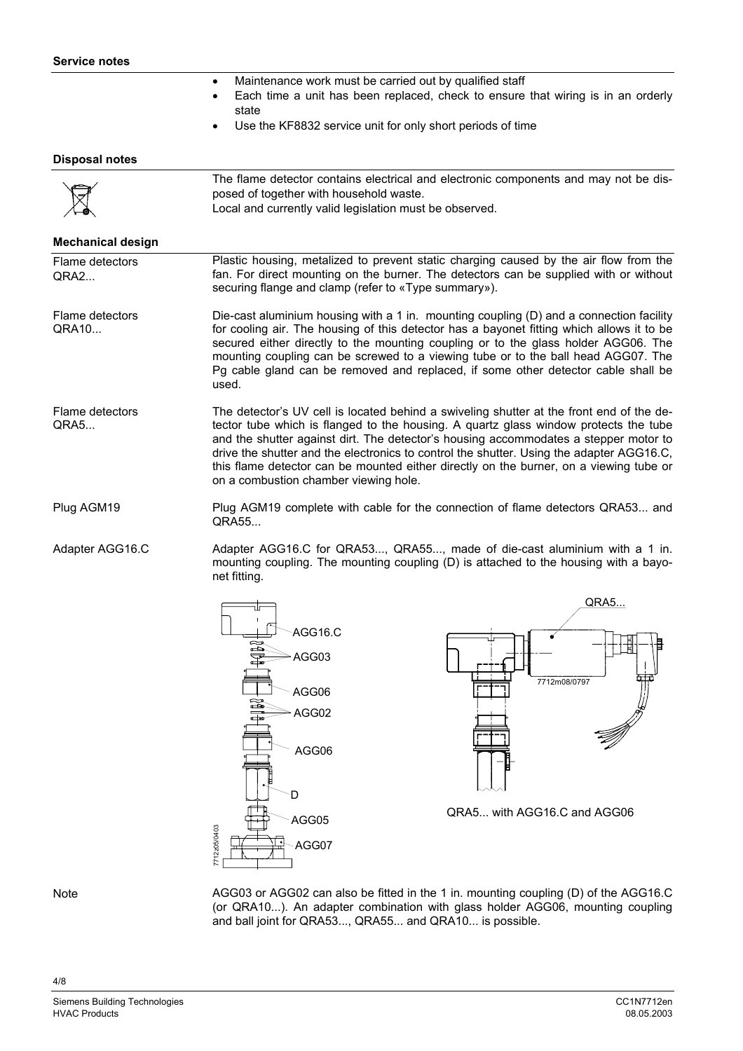### Service notes

- Maintenance work must be carried out by qualified staff
- Each time a unit has been replaced, check to ensure that wiring is in an orderly state
- Use the KF8832 service unit for only short periods of time

### Disposal notes

The flame detector contains electrical and electronic components and may not be disposed of together with household waste.
Local and currently valid legislation must be observed.

### Mechanical design

**Flame detectors QRA2...**

Plastic housing, metalized to prevent static charging caused by the air flow from the fan. For direct mounting on the burner. The detectors can be supplied with or without securing flange and clamp (refer to «Type summary»).

**Flame detectors QRA10...**

Die-cast aluminium housing with a 1 in. mounting coupling (D) and a connection facility for cooling air. The housing of this detector has a bayonet fitting which allows it to be secured either directly to the mounting coupling or to the glass holder AGG06. The mounting coupling can be screwed to a viewing tube or to the ball head AGG07. The Pg cable gland can be removed and replaced, if some other detector cable shall be used.

**Flame detectors QRA5...**

The detector's UV cell is located behind a swiveling shutter at the front end of the detector tube which is flanged to the housing. A quartz glass window protects the tube and the shutter against dirt. The detector's housing accommodates a stepper motor to drive the shutter and the electronics to control the shutter. Using the adapter AGG16.C, this flame detector can be mounted either directly on the burner, on a viewing tube or on a combustion chamber viewing hole.

**Plug AGM19**

Plug AGM19 complete with cable for the connection of flame detectors QRA53... and QRA55...

**Adapter AGG16.C**

Adapter AGG16.C for QRA53..., QRA55..., made of die-cast aluminium with a 1 in. mounting coupling. The mounting coupling (D) is attached to the housing with a bayonet fitting.

AGG16.C
AGG03
AGG06
AGG02
AGG06
D
AGG05
AGG07

QRA5...

QRA5... with AGG16.C and AGG06

**Note**

AGG03 or AGG02 can also be fitted in the 1 in. mounting coupling (D) of the AGG16.C (or QRA10...). An adapter combination with glass holder AGG06, mounting coupling and ball joint for QRA53..., QRA55... and QRA10... is possible.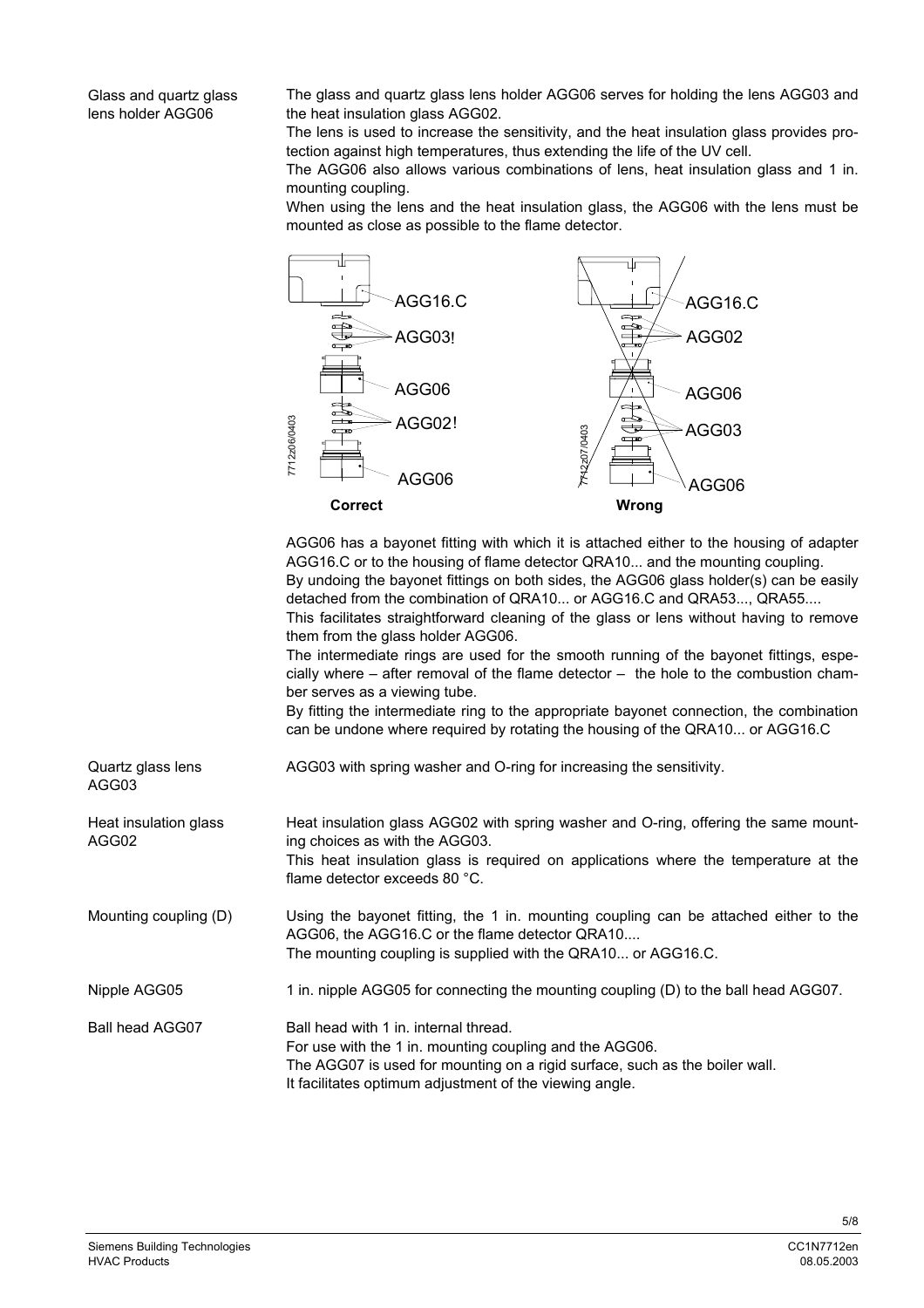## Glass and quartz glass lens holder AGG06

The glass and quartz glass lens holder AGG06 serves for holding the lens AGG03 and the heat insulation glass AGG02.

The lens is used to increase the sensitivity, and the heat insulation glass provides protection against high temperatures, thus extending the life of the UV cell.

The AGG06 also allows various combinations of lens, heat insulation glass and 1 in. mounting coupling.

When using the lens and the heat insulation glass, the AGG06 with the lens must be mounted as close as possible to the flame detector.

AGG16.C
AGG03!
AGG06
AGG02!
AGG06
7712z06/0403
**Correct**

AGG16.C
AGG02
AGG06
AGG03
AGG06
7712z07/0403
**Wrong**

AGG06 has a bayonet fitting with which it is attached either to the housing of adapter AGG16.C or to the housing of flame detector QRA10... and the mounting coupling.

By undoing the bayonet fittings on both sides, the AGG06 glass holder(s) can be easily detached from the combination of QRA10... or AGG16.C and QRA53..., QRA55....

This facilitates straightforward cleaning of the glass or lens without having to remove them from the glass holder AGG06.

The intermediate rings are used for the smooth running of the bayonet fittings, especially where – after removal of the flame detector – the hole to the combustion chamber serves as a viewing tube.

By fitting the intermediate ring to the appropriate bayonet connection, the combination can be undone where required by rotating the housing of the QRA10... or AGG16.C

## Quartz glass lens AGG03

AGG03 with spring washer and O-ring for increasing the sensitivity.

## Heat insulation glass AGG02

Heat insulation glass AGG02 with spring washer and O-ring, offering the same mounting choices as with the AGG03.

This heat insulation glass is required on applications where the temperature at the flame detector exceeds 80 °C.

## Mounting coupling (D)

Using the bayonet fitting, the 1 in. mounting coupling can be attached either to the AGG06, the AGG16.C or the flame detector QRA10....

The mounting coupling is supplied with the QRA10... or AGG16.C.

## Nipple AGG05

1 in. nipple AGG05 for connecting the mounting coupling (D) to the ball head AGG07.

## Ball head AGG07

Ball head with 1 in. internal thread.

For use with the 1 in. mounting coupling and the AGG06.

The AGG07 is used for mounting on a rigid surface, such as the boiler wall.

It facilitates optimum adjustment of the viewing angle.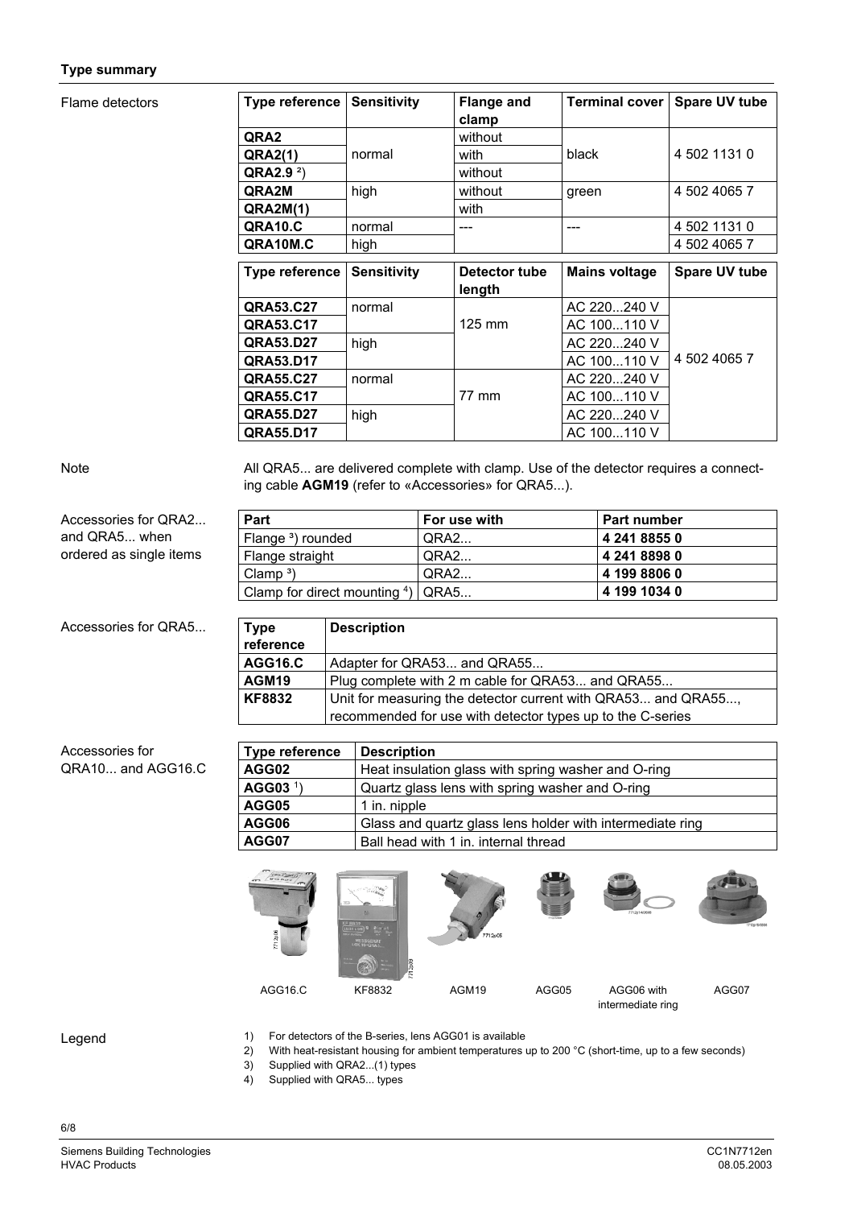## Type summary

**Flame detectors**

| Type reference | Sensitivity | Flange and clamp | Terminal cover | Spare UV tube |
|---|---|---|---|---|
| **QRA2** | normal | without | black | 4 502 1131 0 |
| **QRA2(1)** | | with | | |
| **QRA2.9** [2] | | without | | |
| **QRA2M** | high | without | green | 4 502 4065 7 |
| **QRA2M(1)** | | with | | |
| **QRA10.C** | normal | --- | --- | 4 502 1131 0 |
| **QRA10M.C** | high | | | 4 502 4065 7 |

| Type reference | Sensitivity | Detector tube length | Mains voltage | Spare UV tube |
|---|---|---|---|---|
| **QRA53.C27** | normal | 125 mm | AC 220...240 V | 4 502 4065 7 |
| **QRA53.C17** | | | AC 100...110 V | |
| **QRA53.D27** | high | | AC 220...240 V | |
| **QRA53.D17** | | | AC 100...110 V | |
| **QRA55.C27** | normal | 77 mm | AC 220...240 V | |
| **QRA55.C17** | | | AC 100...110 V | |
| **QRA55.D27** | high | | AC 220...240 V | |
| **QRA55.D17** | | | AC 100...110 V | |

**Note**

All QRA5... are delivered complete with clamp. Use of the detector requires a connecting cable **AGM19** (refer to «Accessories» for QRA5...).

**Accessories for QRA2... and QRA5... when ordered as single items**

| Part | For use with | Part number |
|---|---|---|
| Flange [3] rounded | QRA2... | **4 241 8855 0** |
| Flange straight | QRA2... | **4 241 8898 0** |
| Clamp [3] | QRA2... | **4 199 8806 0** |
| Clamp for direct mounting [4] | QRA5... | **4 199 1034 0** |

**Accessories for QRA5...**

| Type reference | Description |
|---|---|
| **AGG16.C** | Adapter for QRA53... and QRA55... |
| **AGM19** | Plug complete with 2 m cable for QRA53... and QRA55... |
| **KF8832** | Unit for measuring the detector current with QRA53... and QRA55..., recommended for use with detector types up to the C-series |

**Accessories for QRA10... and AGG16.C**

| Type reference | Description |
|---|---|
| **AGG02** | Heat insulation glass with spring washer and O-ring |
| **AGG03** [1] | Quartz glass lens with spring washer and O-ring |
| **AGG05** | 1 in. nipple |
| **AGG06** | Glass and quartz glass lens holder with intermediate ring |
| **AGG07** | Ball head with 1 in. internal thread |

AGG16.C KF8832 AGM19 AGG05 AGG06 with intermediate ring AGG07

**Legend**

1) For detectors of the B-series, lens AGG01 is available
2) With heat-resistant housing for ambient temperatures up to 200 °C (short-time, up to a few seconds)
3) Supplied with QRA2...(1) types
4) Supplied with QRA5... types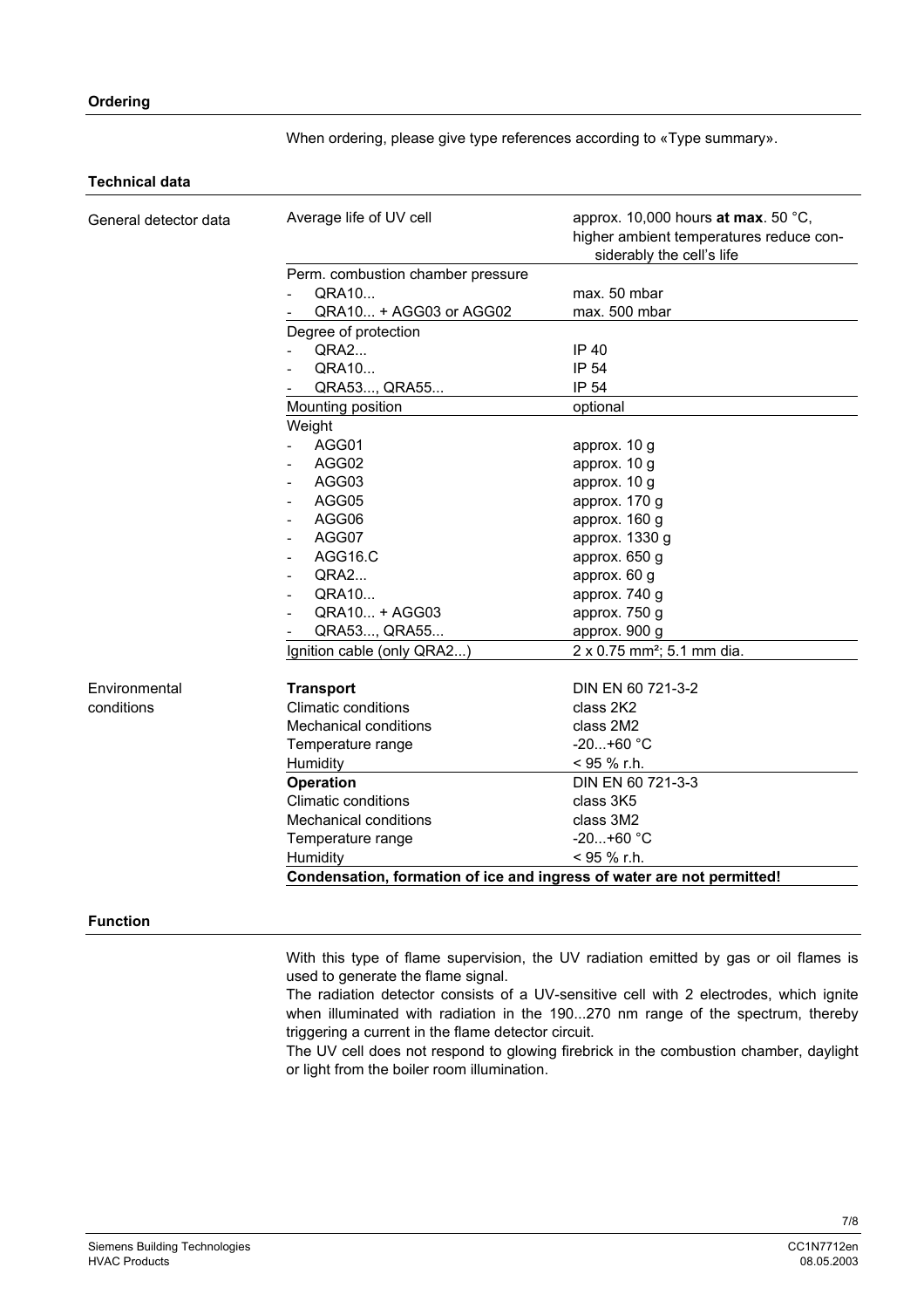## Ordering

When ordering, please give type references according to «Type summary».

## Technical data

| | | |
|---|---|---|
| General detector data | Average life of UV cell | approx. 10,000 hours **at max**. 50 °C, higher ambient temperatures reduce considerably the cell's life |
| | Perm. combustion chamber pressure | |
| | - QRA10... | max. 50 mbar |
| | - QRA10... + AGG03 or AGG02 | max. 500 mbar |
| | Degree of protection | |
| | - QRA2... | IP 40 |
| | - QRA10... | IP 54 |
| | - QRA53..., QRA55... | IP 54 |
| | Mounting position | optional |
| | Weight | |
| | - AGG01 | approx. 10 g |
| | - AGG02 | approx. 10 g |
| | - AGG03 | approx. 10 g |
| | - AGG05 | approx. 170 g |
| | - AGG06 | approx. 160 g |
| | - AGG07 | approx. 1330 g |
| | - AGG16.C | approx. 650 g |
| | - QRA2... | approx. 60 g |
| | - QRA10... | approx. 740 g |
| | - QRA10... + AGG03 | approx. 750 g |
| | - QRA53..., QRA55... | approx. 900 g |
| | Ignition cable (only QRA2...) | 2 x 0.75 mm²; 5.1 mm dia. |
| Environmental conditions | **Transport** | DIN EN 60 721-3-2 |
| | Climatic conditions | class 2K2 |
| | Mechanical conditions | class 2M2 |
| | Temperature range | -20...+60 °C |
| | Humidity | < 95 % r.h. |
| | **Operation** | DIN EN 60 721-3-3 |
| | Climatic conditions | class 3K5 |
| | Mechanical conditions | class 3M2 |
| | Temperature range | -20...+60 °C |
| | Humidity | < 95 % r.h. |

**Condensation, formation of ice and ingress of water are not permitted!**

## Function

With this type of flame supervision, the UV radiation emitted by gas or oil flames is used to generate the flame signal.

The radiation detector consists of a UV-sensitive cell with 2 electrodes, which ignite when illuminated with radiation in the 190...270 nm range of the spectrum, thereby triggering a current in the flame detector circuit.

The UV cell does not respond to glowing firebrick in the combustion chamber, daylight or light from the boiler room illumination.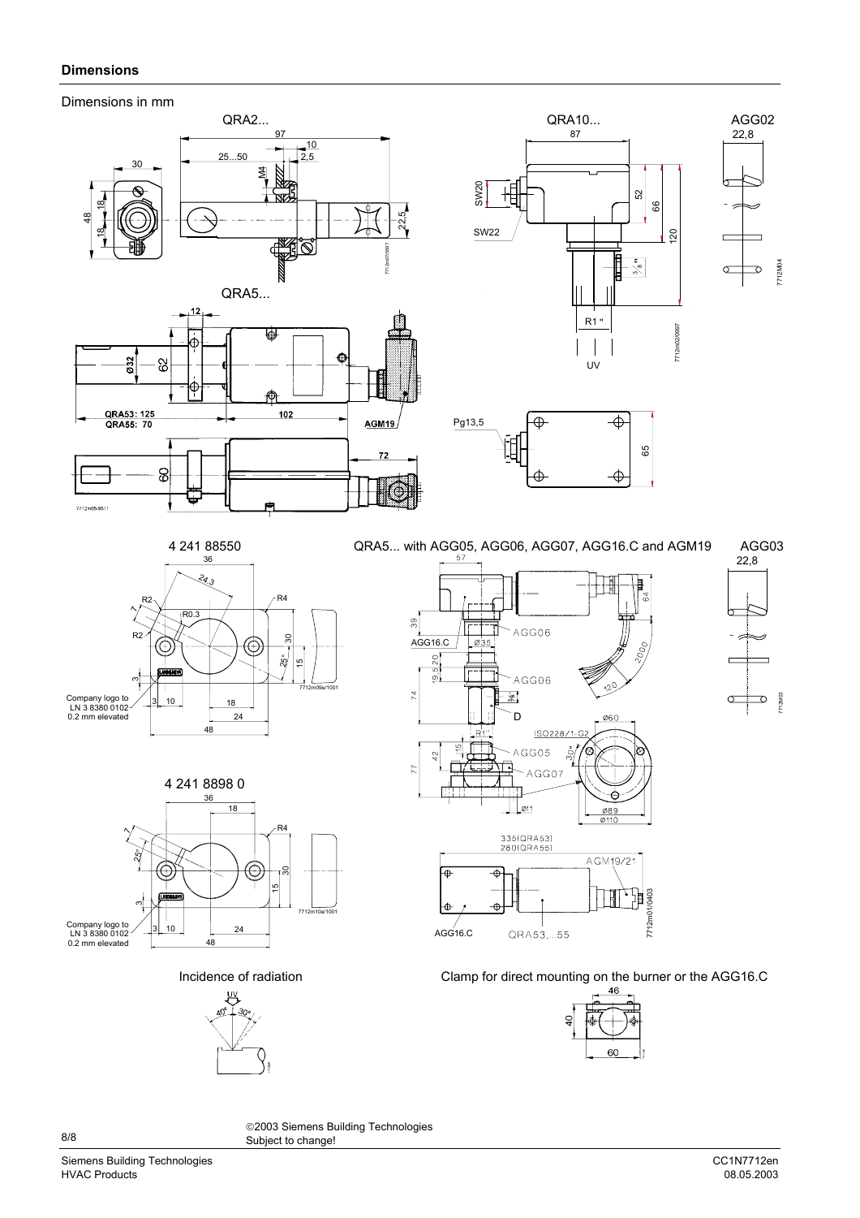## Dimensions

Dimensions in mm

QRA2...

97
10
25...50
2,5
30
M4
48
18
18
22,5

QRA10...

87
SW20
SW22
52
66
120
3/8"
R1"
UV

AGG02

22,8

QRA5...

12
Ø32
62
QRA53: 125
QRA55: 70
102
AGM19
72
60

Pg13,5
65

4 241 88550

36
24,3
R2
R4
7
R0.3
R2
30
25°
15
3
Company logo to LN 3 8380 0102 0.2 mm elevated
3
10
18
24
48

QRA5... with AGG05, AGG06, AGG07, AGG16.C and AGM19

57
39
64
AGG16.C
Ø35
AGG06
2000
19,5
20
AGG06
120
74
3/8"
D
Ø60
R1"
ISO228/1-G2
15
30°
42
AGG05
77
AGG07
Ø11
Ø89
Ø110

AGG03

22,8

4 241 8898 0

36
18
R4
7
25°
30
15
3
Company logo to LN 3 8380 0102 0.2 mm elevated
3
10
24
48

335(QRA53)
280(QRA55)
AGM19/21
AGG16.C
QRA53,...55

Incidence of radiation

UV
40°
30°

Clamp for direct mounting on the burner or the AGG16.C

46
40
60

©2003 Siemens Building Technologies
Subject to change!

Siemens Building Technologies
HVAC Products

CC1N7712en
08.05.2003